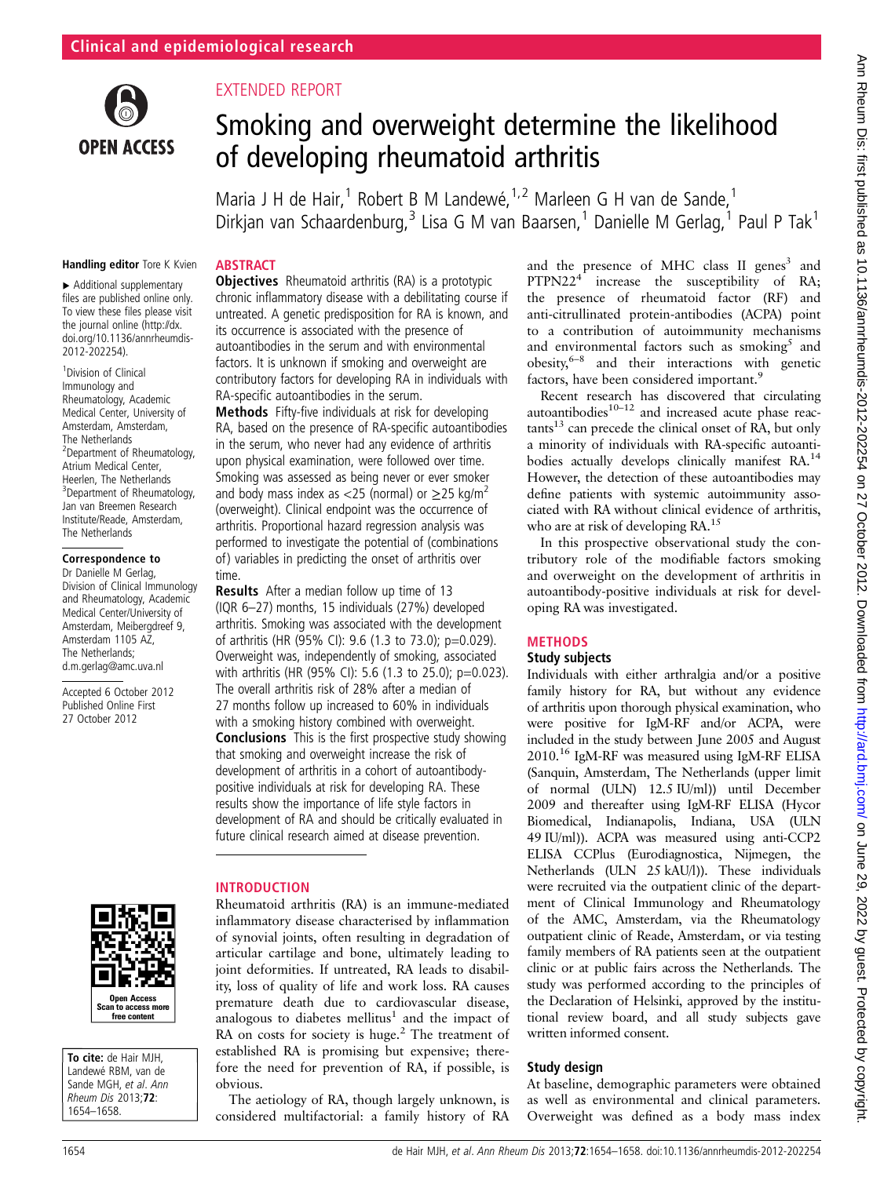Clinical and epidemiological research

EXTENDED REPORT

# Smoking and overweight determine the likelihood of developing rheumatoid arthritis

Maria J H de Hair,[1] Robert B M Landewé,[1,2] Marleen G H van de Sande,[1] Dirkjan van Schaardenburg,[3] Lisa G M van Baarsen,[1] Danielle M Gerlag,[1] Paul P Tak[1]

**Handling editor** Tore K Kvien

▸ Additional supplementary files are published online only. To view these files please visit the journal online (http://dx.doi.org/10.1136/annrheumdis-2012-202254).

[1]Division of Clinical Immunology and Rheumatology, Academic Medical Center, University of Amsterdam, Amsterdam, The Netherlands
[2]Department of Rheumatology, Atrium Medical Center, Heerlen, The Netherlands
[3]Department of Rheumatology, Jan van Breemen Research Institute/Reade, Amsterdam, The Netherlands

**Correspondence to**
Dr Danielle M Gerlag, Division of Clinical Immunology and Rheumatology, Academic Medical Center/University of Amsterdam, Meibergdreef 9, Amsterdam 1105 AZ, The Netherlands; d.m.gerlag@amc.uva.nl

Accepted 6 October 2012
Published Online First 27 October 2012

**To cite:** de Hair MJH, Landewé RBM, van de Sande MGH, *et al. Ann Rheum Dis* 2013;**72**:1654–1658.

## ABSTRACT

**Objectives** Rheumatoid arthritis (RA) is a prototypic chronic inflammatory disease with a debilitating course if untreated. A genetic predisposition for RA is known, and its occurrence is associated with the presence of autoantibodies in the serum and with environmental factors. It is unknown if smoking and overweight are contributory factors for developing RA in individuals with RA-specific autoantibodies in the serum.

**Methods** Fifty-five individuals at risk for developing RA, based on the presence of RA-specific autoantibodies in the serum, who never had any evidence of arthritis upon physical examination, were followed over time. Smoking was assessed as being never or ever smoker and body mass index as <25 (normal) or ≥25 kg/m$^2$ (overweight). Clinical endpoint was the occurrence of arthritis. Proportional hazard regression analysis was performed to investigate the potential of (combinations of) variables in predicting the onset of arthritis over time.

**Results** After a median follow up time of 13 (IQR 6–27) months, 15 individuals (27%) developed arthritis. Smoking was associated with the development of arthritis (HR (95% CI): 9.6 (1.3 to 73.0); p=0.029). Overweight was, independently of smoking, associated with arthritis (HR (95% CI): 5.6 (1.3 to 25.0); p=0.023). The overall arthritis risk of 28% after a median of 27 months follow up increased to 60% in individuals with a smoking history combined with overweight.

**Conclusions** This is the first prospective study showing that smoking and overweight increase the risk of development of arthritis in a cohort of autoantibody-positive individuals at risk for developing RA. These results show the importance of life style factors in development of RA and should be critically evaluated in future clinical research aimed at disease prevention.

## INTRODUCTION

Rheumatoid arthritis (RA) is an immune-mediated inflammatory disease characterised by inflammation of synovial joints, often resulting in degradation of articular cartilage and bone, ultimately leading to joint deformities. If untreated, RA leads to disability, loss of quality of life and work loss. RA causes premature death due to cardiovascular disease, analogous to diabetes mellitus[1] and the impact of RA on costs for society is huge.[2] The treatment of established RA is promising but expensive; therefore the need for prevention of RA, if possible, is obvious.

The aetiology of RA, though largely unknown, is considered multifactorial: a family history of RA and the presence of MHC class II genes[3] and PTPN22[4] increase the susceptibility of RA; the presence of rheumatoid factor (RF) and anti-citrullinated protein-antibodies (ACPA) point to a contribution of autoimmunity mechanisms and environmental factors such as smoking[5] and obesity,[6–8] and their interactions with genetic factors, have been considered important.[9]

Recent research has discovered that circulating autoantibodies[10–12] and increased acute phase reactants[13] can precede the clinical onset of RA, but only a minority of individuals with RA-specific autoantibodies actually develops clinically manifest RA.[14] However, the detection of these autoantibodies may define patients with systemic autoimmunity associated with RA without clinical evidence of arthritis, who are at risk of developing RA.[15]

In this prospective observational study the contributory role of the modifiable factors smoking and overweight on the development of arthritis in autoantibody-positive individuals at risk for developing RA was investigated.

## METHODS

### Study subjects

Individuals with either arthralgia and/or a positive family history for RA, but without any evidence of arthritis upon thorough physical examination, who were positive for IgM-RF and/or ACPA, were included in the study between June 2005 and August 2010.[16] IgM-RF was measured using IgM-RF ELISA (Sanquin, Amsterdam, The Netherlands (upper limit of normal (ULN) 12.5 IU/ml)) until December 2009 and thereafter using IgM-RF ELISA (Hycor Biomedical, Indianapolis, Indiana, USA (ULN 49 IU/ml)). ACPA was measured using anti-CCP2 ELISA CCPlus (Eurodiagnostica, Nijmegen, the Netherlands (ULN 25 kAU/l)). These individuals were recruited via the outpatient clinic of the department of Clinical Immunology and Rheumatology of the AMC, Amsterdam, via the Rheumatology outpatient clinic of Reade, Amsterdam, or via testing family members of RA patients seen at the outpatient clinic or at public fairs across the Netherlands. The study was performed according to the principles of the Declaration of Helsinki, approved by the institutional review board, and all study subjects gave written informed consent.

### Study design

At baseline, demographic parameters were obtained as well as environmental and clinical parameters. Overweight was defined as a body mass index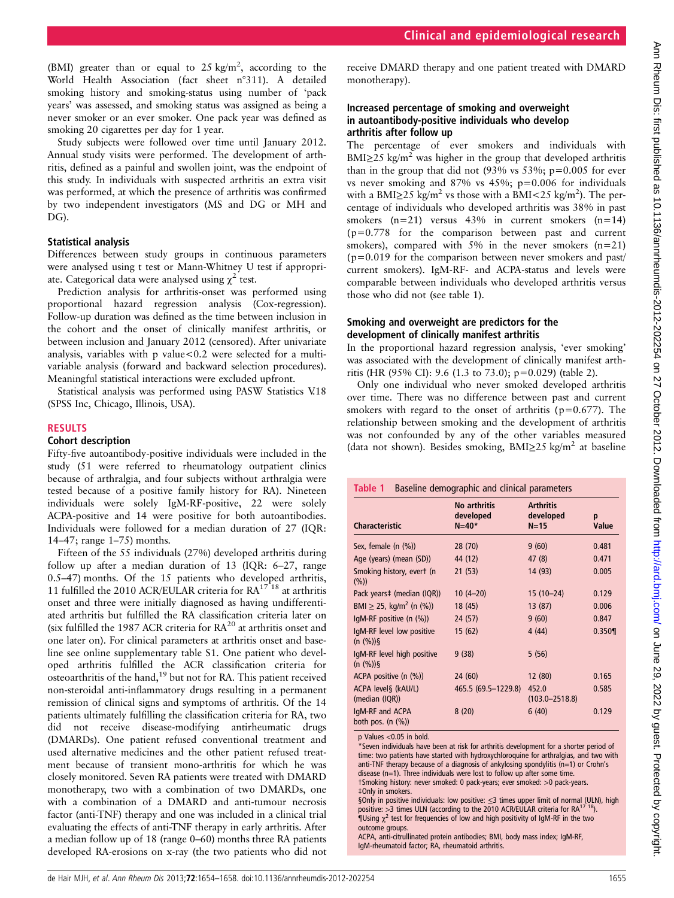(BMI) greater than or equal to 25 kg/m$^2$, according to the World Health Association (fact sheet n°311). A detailed smoking history and smoking-status using number of 'pack years' was assessed, and smoking status was assigned as being a never smoker or an ever smoker. One pack year was defined as smoking 20 cigarettes per day for 1 year.

Study subjects were followed over time until January 2012. Annual study visits were performed. The development of arthritis, defined as a painful and swollen joint, was the endpoint of this study. In individuals with suspected arthritis an extra visit was performed, at which the presence of arthritis was confirmed by two independent investigators (MS and DG or MH and DG).

### Statistical analysis

Differences between study groups in continuous parameters were analysed using t test or Mann-Whitney U test if appropriate. Categorical data were analysed using $\chi^2$ test.

Prediction analysis for arthritis-onset was performed using proportional hazard regression analysis (Cox-regression). Follow-up duration was defined as the time between inclusion in the cohort and the onset of clinically manifest arthritis, or between inclusion and January 2012 (censored). After univariate analysis, variables with p value<0.2 were selected for a multivariable analysis (forward and backward selection procedures). Meaningful statistical interactions were excluded upfront.

Statistical analysis was performed using PASW Statistics V.18 (SPSS Inc, Chicago, Illinois, USA).

## RESULTS

### Cohort description

Fifty-five autoantibody-positive individuals were included in the study (51 were referred to rheumatology outpatient clinics because of arthralgia, and four subjects without arthralgia were tested because of a positive family history for RA). Nineteen individuals were solely IgM-RF-positive, 22 were solely ACPA-positive and 14 were positive for both autoantibodies. Individuals were followed for a median duration of 27 (IQR: 14–47; range 1–75) months.

Fifteen of the 55 individuals (27%) developed arthritis during follow up after a median duration of 13 (IQR: 6–27, range 0.5–47) months. Of the 15 patients who developed arthritis, 11 fulfilled the 2010 ACR/EULAR criteria for RA[17 18] at arthritis onset and three were initially diagnosed as having undifferentiated arthritis but fulfilled the RA classification criteria later on (six fulfilled the 1987 ACR criteria for RA[20] at arthritis onset and one later on). For clinical parameters at arthritis onset and baseline see online supplementary table S1. One patient who developed arthritis fulfilled the ACR classification criteria for osteoarthritis of the hand,[19] but not for RA. This patient received non-steroidal anti-inflammatory drugs resulting in a permanent remission of clinical signs and symptoms of arthritis. Of the 14 patients ultimately fulfilling the classification criteria for RA, two did not receive disease-modifying antirheumatic drugs (DMARDs). One patient refused conventional treatment and used alternative medicines and the other patient refused treatment because of transient mono-arthritis for which he was closely monitored. Seven RA patients were treated with DMARD monotherapy, two with a combination of two DMARDs, one with a combination of a DMARD and anti-tumour necrosis factor (anti-TNF) therapy and one was included in a clinical trial evaluating the effects of anti-TNF therapy in early arthritis. After a median follow up of 18 (range 0–60) months three RA patients developed RA-erosions on x-ray (the two patients who did not receive DMARD therapy and one patient treated with DMARD monotherapy).

### Increased percentage of smoking and overweight in autoantibody-positive individuals who develop arthritis after follow up

The percentage of ever smokers and individuals with BMI≥25 kg/m$^2$ was higher in the group that developed arthritis than in the group that did not (93% vs 53%; p=0.005 for ever vs never smoking and 87% vs 45%; p=0.006 for individuals with a BMI≥25 kg/m$^2$ vs those with a BMI<25 kg/m$^2$). The percentage of individuals who developed arthritis was 38% in past smokers (n=21) versus 43% in current smokers (n=14) (p=0.778 for the comparison between past and current smokers), compared with 5% in the never smokers (n=21) (p=0.019 for the comparison between never smokers and past/current smokers). IgM-RF- and ACPA-status and levels were comparable between individuals who developed arthritis versus those who did not (see table 1).

### Smoking and overweight are predictors for the development of clinically manifest arthritis

In the proportional hazard regression analysis, 'ever smoking' was associated with the development of clinically manifest arthritis (HR (95% CI): 9.6 (1.3 to 73.0); p=0.029) (table 2).

Only one individual who never smoked developed arthritis over time. There was no difference between past and current smokers with regard to the onset of arthritis (p=0.677). The relationship between smoking and the development of arthritis was not confounded by any of the other variables measured (data not shown). Besides smoking, BMI≥25 kg/m$^2$ at baseline

**Table 1** Baseline demographic and clinical parameters

| Characteristic | No arthritis developed N=40* | Arthritis developed N=15 | p Value |
|---|---|---|---|
| Sex, female (n (%)) | 28 (70) | 9 (60) | 0.481 |
| Age (years) (mean (SD)) | 44 (12) | 47 (8) | 0.471 |
| Smoking history, ever† (n (%)) | 21 (53) | 14 (93) | **0.005** |
| Pack years‡ (median (IQR)) | 10 (4–20) | 15 (10–24) | 0.129 |
| BMI ≥ 25, kg/m$^2$ (n (%)) | 18 (45) | 13 (87) | **0.006** |
| IgM-RF positive (n (%)) | 24 (57) | 9 (60) | 0.847 |
| IgM-RF level low positive (n (%))§ | 15 (62) | 4 (44) | 0.350¶ |
| IgM-RF level high positive (n (%))§ | 9 (38) | 5 (56) | |
| ACPA positive (n (%)) | 24 (60) | 12 (80) | 0.165 |
| ACPA level§ (kAU/L) (median (IQR)) | 465.5 (69.5–1229.8) | 452.0 (103.0–2518.8) | 0.585 |
| IgM-RF and ACPA both pos. (n (%)) | 8 (20) | 6 (40) | 0.129 |

p Values <0.05 in bold.
*Seven individuals have been at risk for arthritis development for a shorter period of time: two patients have started with hydroxychloroquine for arthralgias, and two with anti-TNF therapy because of a diagnosis of ankylosing spondylitis (n=1) or Crohn's disease (n=1). Three individuals were lost to follow up after some time.
†Smoking history: never smoked: 0 pack-years; ever smoked: >0 pack-years.
‡Only in smokers.
§Only in positive individuals: low positive: ≤3 times upper limit of normal (ULN), high positive: >3 times ULN (according to the 2010 ACR/EULAR criteria for RA[17 18]).
¶Using $\chi^2$ test for frequencies of low and high positivity of IgM-RF in the two outcome groups.
ACPA, anti-citrullinated protein antibodies; BMI, body mass index; IgM-RF, IgM-rheumatoid factor; RA, rheumatoid arthritis.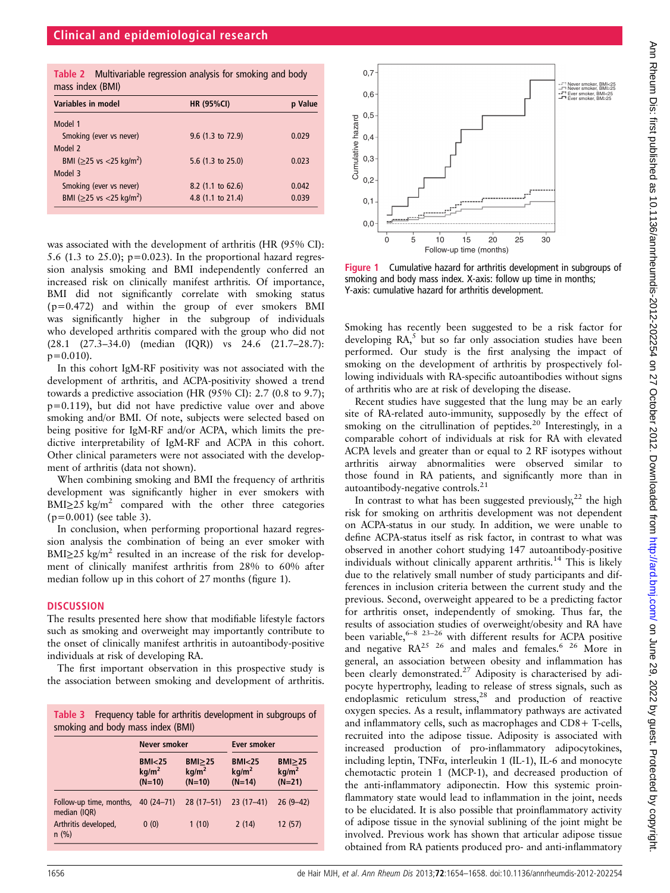**Table 2** Multivariable regression analysis for smoking and body mass index (BMI)

| Variables in model | HR (95%CI) | p Value |
|---|---|---|
| Model 1 | | |
| Smoking (ever vs never) | 9.6 (1.3 to 72.9) | 0.029 |
| Model 2 | | |
| BMI (≥25 vs <25 kg/m$^2$) | 5.6 (1.3 to 25.0) | 0.023 |
| Model 3 | | |
| Smoking (ever vs never) | 8.2 (1.1 to 62.6) | 0.042 |
| BMI (≥25 vs <25 kg/m$^2$) | 4.8 (1.1 to 21.4) | 0.039 |

was associated with the development of arthritis (HR (95% CI): 5.6 (1.3 to 25.0); p=0.023). In the proportional hazard regression analysis smoking and BMI independently conferred an increased risk on clinically manifest arthritis. Of importance, BMI did not significantly correlate with smoking status (p=0.472) and within the group of ever smokers BMI was significantly higher in the subgroup of individuals who developed arthritis compared with the group who did not (28.1 (27.3–34.0) (median (IQR)) vs 24.6 (21.7–28.7): p=0.010).

In this cohort IgM-RF positivity was not associated with the development of arthritis, and ACPA-positivity showed a trend towards a predictive association (HR (95% CI): 2.7 (0.8 to 9.7); p=0.119), but did not have predictive value over and above smoking and/or BMI. Of note, subjects were selected based on being positive for IgM-RF and/or ACPA, which limits the predictive interpretability of IgM-RF and ACPA in this cohort. Other clinical parameters were not associated with the development of arthritis (data not shown).

When combining smoking and BMI the frequency of arthritis development was significantly higher in ever smokers with BMI≥25 kg/m$^2$ compared with the other three categories (p=0.001) (see table 3).

In conclusion, when performing proportional hazard regression analysis the combination of being an ever smoker with BMI≥25 kg/m$^2$ resulted in an increase of the risk for development of clinically manifest arthritis from 28% to 60% after median follow up in this cohort of 27 months (figure 1).

## DISCUSSION

The results presented here show that modifiable lifestyle factors such as smoking and overweight may importantly contribute to the onset of clinically manifest arthritis in autoantibody-positive individuals at risk of developing RA.

The first important observation in this prospective study is the association between smoking and development of arthritis.

**Table 3** Frequency table for arthritis development in subgroups of smoking and body mass index (BMI)

| | Never smoker | | Ever smoker | |
|---|---|---|---|---|
| | BMI<25 kg/m$^2$ (N=10) | BMI≥25 kg/m$^2$ (N=10) | BMI<25 kg/m$^2$ (N=14) | BMI≥25 kg/m$^2$ (N=21) |
| Follow-up time, months, median (IQR) | 40 (24–71) | 28 (17–51) | 23 (17–41) | 26 (9–42) |
| Arthritis developed, n (%) | 0 (0) | 1 (10) | 2 (14) | 12 (57) |

**Figure 1** Cumulative hazard for arthritis development in subgroups of smoking and body mass index. X-axis: follow up time in months; Y-axis: cumulative hazard for arthritis development.

Smoking has recently been suggested to be a risk factor for developing RA,[5] but so far only association studies have been performed. Our study is the first analysing the impact of smoking on the development of arthritis by prospectively following individuals with RA-specific autoantibodies without signs of arthritis who are at risk of developing the disease.

Recent studies have suggested that the lung may be an early site of RA-related auto-immunity, supposedly by the effect of smoking on the citrullination of peptides.[20] Interestingly, in a comparable cohort of individuals at risk for RA with elevated ACPA levels and greater than or equal to 2 RF isotypes without arthritis airway abnormalities were observed similar to those found in RA patients, and significantly more than in autoantibody-negative controls.[21]

In contrast to what has been suggested previously,[22] the high risk for smoking on arthritis development was not dependent on ACPA-status in our study. In addition, we were unable to define ACPA-status itself as risk factor, in contrast to what was observed in another cohort studying 147 autoantibody-positive individuals without clinically apparent arthritis.[14] This is likely due to the relatively small number of study participants and differences in inclusion criteria between the current study and the previous. Second, overweight appeared to be a predicting factor for arthritis onset, independently of smoking. Thus far, the results of association studies of overweight/obesity and RA have been variable,[6–8 23–26] with different results for ACPA positive and negative RA[25 26] and males and females.[6 26] More in general, an association between obesity and inflammation has been clearly demonstrated.[27] Adiposity is characterised by adipocyte hypertrophy, leading to release of stress signals, such as endoplasmic reticulum stress,[28] and production of reactive oxygen species. As a result, inflammatory pathways are activated and inflammatory cells, such as macrophages and CD8+ T-cells, recruited into the adipose tissue. Adiposity is associated with increased production of pro-inflammatory adipocytokines, including leptin, TNFα, interleukin 1 (IL-1), IL-6 and monocyte chemotactic protein 1 (MCP-1), and decreased production of the anti-inflammatory adiponectin. How this systemic proinflammatory state would lead to inflammation in the joint, needs to be elucidated. It is also possible that proinflammatory activity of adipose tissue in the synovial sublining of the joint might be involved. Previous work has shown that articular adipose tissue obtained from RA patients produced pro- and anti-inflammatory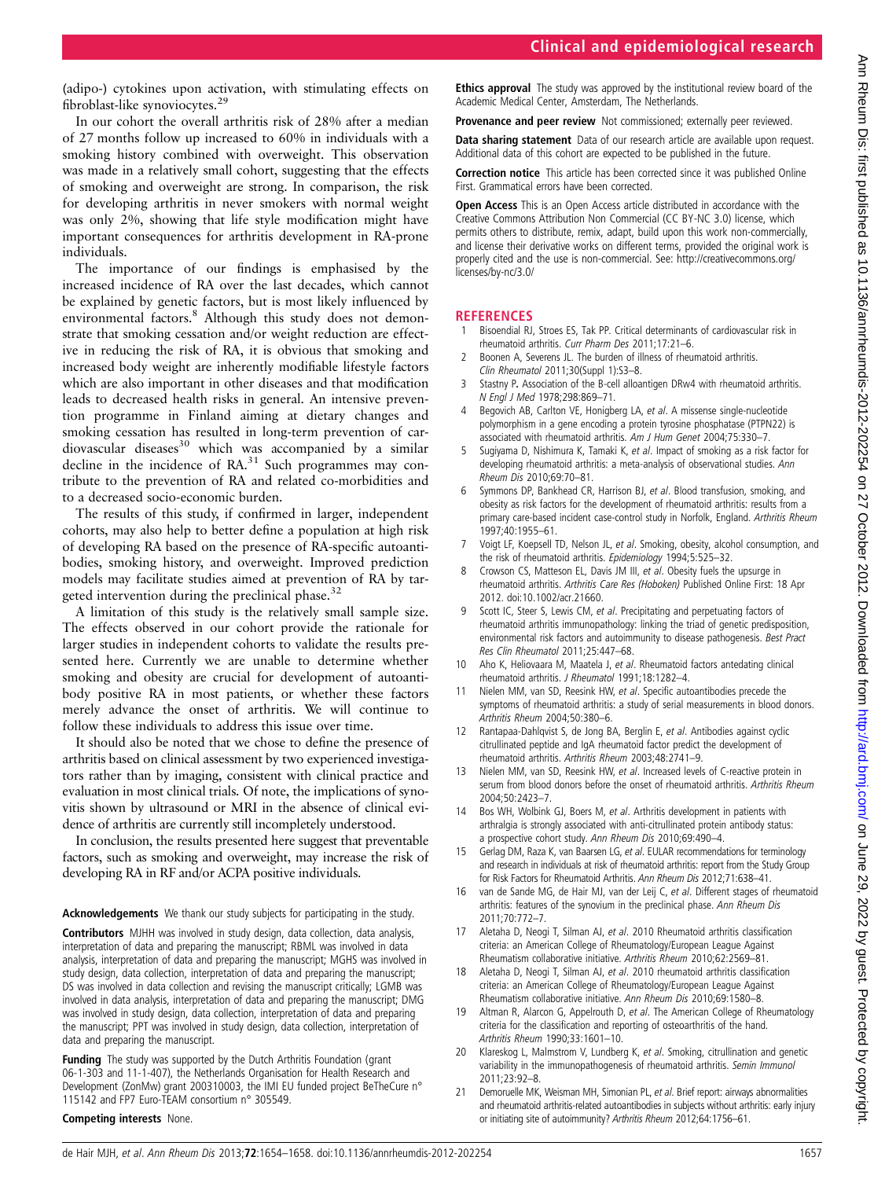(adipo-) cytokines upon activation, with stimulating effects on fibroblast-like synoviocytes.[29]

In our cohort the overall arthritis risk of 28% after a median of 27 months follow up increased to 60% in individuals with a smoking history combined with overweight. This observation was made in a relatively small cohort, suggesting that the effects of smoking and overweight are strong. In comparison, the risk for developing arthritis in never smokers with normal weight was only 2%, showing that life style modification might have important consequences for arthritis development in RA-prone individuals.

The importance of our findings is emphasised by the increased incidence of RA over the last decades, which cannot be explained by genetic factors, but is most likely influenced by environmental factors.[8] Although this study does not demonstrate that smoking cessation and/or weight reduction are effective in reducing the risk of RA, it is obvious that smoking and increased body weight are inherently modifiable lifestyle factors which are also important in other diseases and that modification leads to decreased health risks in general. An intensive prevention programme in Finland aiming at dietary changes and smoking cessation has resulted in long-term prevention of cardiovascular diseases[30] which was accompanied by a similar decline in the incidence of RA.[31] Such programmes may contribute to the prevention of RA and related co-morbidities and to a decreased socio-economic burden.

The results of this study, if confirmed in larger, independent cohorts, may also help to better define a population at high risk of developing RA based on the presence of RA-specific autoantibodies, smoking history, and overweight. Improved prediction models may facilitate studies aimed at prevention of RA by targeted intervention during the preclinical phase.[32]

A limitation of this study is the relatively small sample size. The effects observed in our cohort provide the rationale for larger studies in independent cohorts to validate the results presented here. Currently we are unable to determine whether smoking and obesity are crucial for development of autoantibody positive RA in most patients, or whether these factors merely advance the onset of arthritis. We will continue to follow these individuals to address this issue over time.

It should also be noted that we chose to define the presence of arthritis based on clinical assessment by two experienced investigators rather than by imaging, consistent with clinical practice and evaluation in most clinical trials. Of note, the implications of synovitis shown by ultrasound or MRI in the absence of clinical evidence of arthritis are currently still incompletely understood.

In conclusion, the results presented here suggest that preventable factors, such as smoking and overweight, may increase the risk of developing RA in RF and/or ACPA positive individuals.

**Acknowledgements** We thank our study subjects for participating in the study.

**Contributors** MJHH was involved in study design, data collection, data analysis, interpretation of data and preparing the manuscript; RBML was involved in data analysis, interpretation of data and preparing the manuscript; MGHS was involved in study design, data collection, interpretation of data and preparing the manuscript; DS was involved in data collection and revising the manuscript critically; LGMB was involved in data analysis, interpretation of data and preparing the manuscript; DMG was involved in study design, data collection, interpretation of data and preparing the manuscript; PPT was involved in study design, data collection, interpretation of data and preparing the manuscript.

**Funding** The study was supported by the Dutch Arthritis Foundation (grant 06-1-303 and 11-1-407), the Netherlands Organisation for Health Research and Development (ZonMw) grant 200310003, the IMI EU funded project BeTheCure n° 115142 and FP7 Euro-TEAM consortium n° 305549.

**Competing interests** None.

**Ethics approval** The study was approved by the institutional review board of the Academic Medical Center, Amsterdam, The Netherlands.

**Provenance and peer review** Not commissioned; externally peer reviewed.

**Data sharing statement** Data of our research article are available upon request. Additional data of this cohort are expected to be published in the future.

**Correction notice** This article has been corrected since it was published Online First. Grammatical errors have been corrected.

**Open Access** This is an Open Access article distributed in accordance with the Creative Commons Attribution Non Commercial (CC BY-NC 3.0) license, which permits others to distribute, remix, adapt, build upon this work non-commercially, and license their derivative works on different terms, provided the original work is properly cited and the use is non-commercial. See: http://creativecommons.org/licenses/by-nc/3.0/

## REFERENCES

1. Bisoendial RJ, Stroes ES, Tak PP. Critical determinants of cardiovascular risk in rheumatoid arthritis. *Curr Pharm Des* 2011;17:21–6.
2. Boonen A, Severens JL. The burden of illness of rheumatoid arthritis. *Clin Rheumatol* 2011;30(Suppl 1):S3–8.
3. Stastny P. Association of the B-cell alloantigen DRw4 with rheumatoid arthritis. *N Engl J Med* 1978;298:869–71.
4. Begovich AB, Carlton VE, Honigberg LA, *et al*. A missense single-nucleotide polymorphism in a gene encoding a protein tyrosine phosphatase (PTPN22) is associated with rheumatoid arthritis. *Am J Hum Genet* 2004;75:330–7.
5. Sugiyama D, Nishimura K, Tamaki K, *et al*. Impact of smoking as a risk factor for developing rheumatoid arthritis: a meta-analysis of observational studies. *Ann Rheum Dis* 2010;69:70–81.
6. Symmons DP, Bankhead CR, Harrison BJ, *et al*. Blood transfusion, smoking, and obesity as risk factors for the development of rheumatoid arthritis: results from a primary care-based incident case-control study in Norfolk, England. *Arthritis Rheum* 1997;40:1955–61.
7. Voigt LF, Koepsell TD, Nelson JL, *et al*. Smoking, obesity, alcohol consumption, and the risk of rheumatoid arthritis. *Epidemiology* 1994;5:525–32.
8. Crowson CS, Matteson EL, Davis JM III, *et al*. Obesity fuels the upsurge in rheumatoid arthritis. *Arthritis Care Res (Hoboken)* Published Online First: 18 Apr 2012. doi:10.1002/acr.21660.
9. Scott IC, Steer S, Lewis CM, *et al*. Precipitating and perpetuating factors of rheumatoid arthritis immunopathology: linking the triad of genetic predisposition, environmental risk factors and autoimmunity to disease pathogenesis. *Best Pract Res Clin Rheumatol* 2011;25:447–68.
10. Aho K, Heliovaara M, Maatela J, *et al*. Rheumatoid factors antedating clinical rheumatoid arthritis. *J Rheumatol* 1991;18:1282–4.
11. Nielen MM, van SD, Reesink HW, *et al*. Specific autoantibodies precede the symptoms of rheumatoid arthritis: a study of serial measurements in blood donors. *Arthritis Rheum* 2004;50:380–6.
12. Rantapaa-Dahlqvist S, de Jong BA, Berglin E, *et al*. Antibodies against cyclic citrullinated peptide and IgA rheumatoid factor predict the development of rheumatoid arthritis. *Arthritis Rheum* 2003;48:2741–9.
13. Nielen MM, van SD, Reesink HW, *et al*. Increased levels of C-reactive protein in serum from blood donors before the onset of rheumatoid arthritis. *Arthritis Rheum* 2004;50:2423–7.
14. Bos WH, Wolbink GJ, Boers M, *et al*. Arthritis development in patients with arthralgia is strongly associated with anti-citrullinated protein antibody status: a prospective cohort study. *Ann Rheum Dis* 2010;69:490–4.
15. Gerlag DM, Raza K, van Baarsen LG, *et al*. EULAR recommendations for terminology and research in individuals at risk of rheumatoid arthritis: report from the Study Group for Risk Factors for Rheumatoid Arthritis. *Ann Rheum Dis* 2012;71:638–41.
16. van de Sande MG, de Hair MJ, van der Leij C, *et al*. Different stages of rheumatoid arthritis: features of the synovium in the preclinical phase. *Ann Rheum Dis* 2011;70:772–7.
17. Aletaha D, Neogi T, Silman AJ, *et al*. 2010 Rheumatoid arthritis classification criteria: an American College of Rheumatology/European League Against Rheumatism collaborative initiative. *Arthritis Rheum* 2010;62:2569–81.
18. Aletaha D, Neogi T, Silman AJ, *et al*. 2010 rheumatoid arthritis classification criteria: an American College of Rheumatology/European League Against Rheumatism collaborative initiative. *Ann Rheum Dis* 2010;69:1580–8.
19. Altman R, Alarcon G, Appelrouth D, *et al*. The American College of Rheumatology criteria for the classification and reporting of osteoarthritis of the hand. *Arthritis Rheum* 1990;33:1601–10.
20. Klareskog L, Malmstrom V, Lundberg K, *et al*. Smoking, citrullination and genetic variability in the immunopathogenesis of rheumatoid arthritis. *Semin Immunol* 2011;23:92–8.
21. Demoruelle MK, Weisman MH, Simonian PL, *et al*. Brief report: airways abnormalities and rheumatoid arthritis-related autoantibodies in subjects without arthritis: early injury or initiating site of autoimmunity? *Arthritis Rheum* 2012;64:1756–61.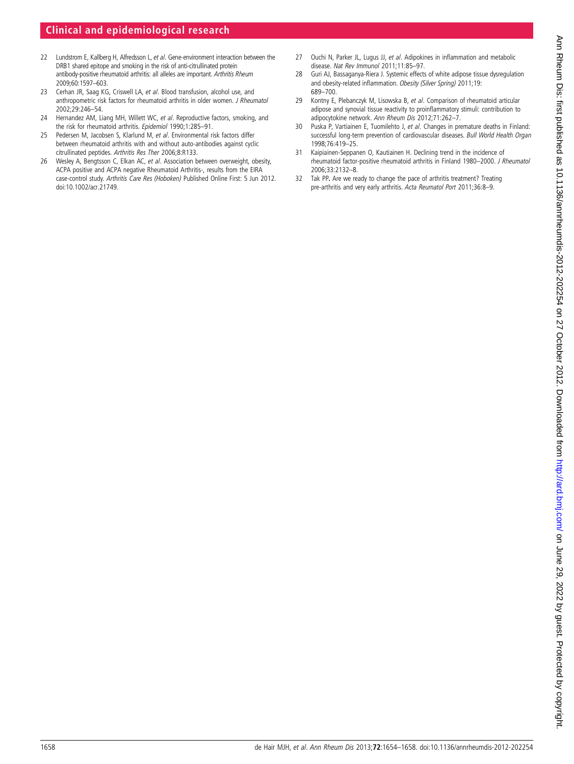22 Lundstrom E, Kallberg H, Alfredsson L, *et al*. Gene-environment interaction between the DRB1 shared epitope and smoking in the risk of anti-citrullinated protein antibody-positive rheumatoid arthritis: all alleles are important. *Arthritis Rheum* 2009;60:1597–603.

23 Cerhan JR, Saag KG, Criswell LA, *et al*. Blood transfusion, alcohol use, and anthropometric risk factors for rheumatoid arthritis in older women. *J Rheumatol* 2002;29:246–54.

24 Hernandez AM, Liang MH, Willett WC, *et al*. Reproductive factors, smoking, and the risk for rheumatoid arthritis. *Epidemiol* 1990;1:285–91.

25 Pedersen M, Jacobsen S, Klarlund M, *et al*. Environmental risk factors differ between rheumatoid arthritis with and without auto-antibodies against cyclic citrullinated peptides. *Arthritis Res Ther* 2006;8:R133.

26 Wesley A, Bengtsson C, Elkan AC, *et al*. Association between overweight, obesity, ACPA positive and ACPA negative Rheumatoid Arthritis-, results from the EIRA case-control study. *Arthritis Care Res (Hoboken)* Published Online First: 5 Jun 2012. doi:10.1002/acr.21749.

27 Ouchi N, Parker JL, Lugus JJ, *et al*. Adipokines in inflammation and metabolic disease. *Nat Rev Immunol* 2011;11:85–97.

28 Guri AJ, Bassaganya-Riera J. Systemic effects of white adipose tissue dysregulation and obesity-related inflammation. *Obesity (Silver Spring)* 2011;19:689–700.

29 Kontny E, Plebanczyk M, Lisowska B, *et al*. Comparison of rheumatoid articular adipose and synovial tissue reactivity to proinflammatory stimuli: contribution to adipocytokine network. *Ann Rheum Dis* 2012;71:262–7.

30 Puska P, Vartiainen E, Tuomilehto J, *et al*. Changes in premature deaths in Finland: successful long-term prevention of cardiovascular diseases. *Bull World Health Organ* 1998;76:419–25.

31 Kaipiainen-Seppanen O, Kautiainen H. Declining trend in the incidence of rheumatoid factor-positive rheumatoid arthritis in Finland 1980–2000. *J Rheumatol* 2006;33:2132–8.

32 Tak PP**.** Are we ready to change the pace of arthritis treatment? Treating pre-arthritis and very early arthritis. *Acta Reumatol Port* 2011;36:8–9.